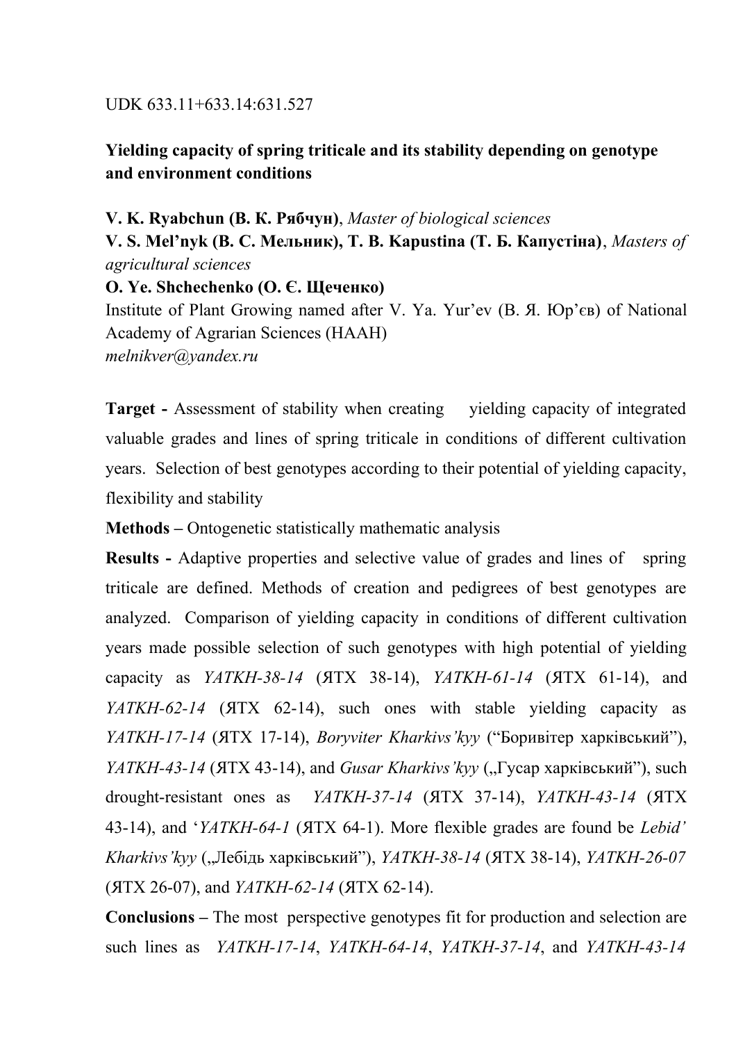UDK 633.11+633.14:631.527

**Yielding capacity of spring triticale and its stability depending on genotype and environment conditions**

**V. K. Ryabchun (В. К. Рябчун)**, *Master of biological sciences*
**V. S. Mel'nyk (В. С. Мельник), T. B. Kapustina (Т. Б. Капустіна)**, *Masters of agricultural sciences*
**O. Ye. Shchechenko (О. Є. Щеченко)**
Institute of Plant Growing named after V. Ya. Yur'ev (В. Я. Юр'єв) of National Academy of Agrarian Sciences (НААН)
*melnikver@yandex.ru*

**Target -** Assessment of stability when creating yielding capacity of integrated valuable grades and lines of spring triticale in conditions of different cultivation years. Selection of best genotypes according to their potential of yielding capacity, flexibility and stability

**Methods –** Ontogenetic statistically mathematic analysis

**Results -** Adaptive properties and selective value of grades and lines of spring triticale are defined. Methods of creation and pedigrees of best genotypes are analyzed. Comparison of yielding capacity in conditions of different cultivation years made possible selection of such genotypes with high potential of yielding capacity as *YATKH-38-14* (ЯТХ 38-14), *YATKH-61-14* (ЯТХ 61-14), and *YATKH-62-14* (ЯТХ 62-14), such ones with stable yielding capacity as *YATKH-17-14* (ЯТХ 17-14), *Boryviter Kharkivs'kyy* ("Боривітер харківський"), *YATKH-43-14* (ЯТХ 43-14), and *Gusar Kharkivs'kyy* („Гусар харківський"), such drought-resistant ones as *YATKH-37-14* (ЯТХ 37-14), *YATKH-43-14* (ЯТХ 43-14), and '*YATKH-64-1* (ЯТХ 64-1). More flexible grades are found be *Lebid' Kharkivs'kyy* („Лебідь харківський"), *YATKH-38-14* (ЯТХ 38-14), *YATKH-26-07* (ЯТХ 26-07), and *YATKH-62-14* (ЯТХ 62-14).

**Conclusions –** The most perspective genotypes fit for production and selection are such lines as *YATKH-17-14*, *YATKH-64-14*, *YATKH-37-14*, and *YATKH-43-14*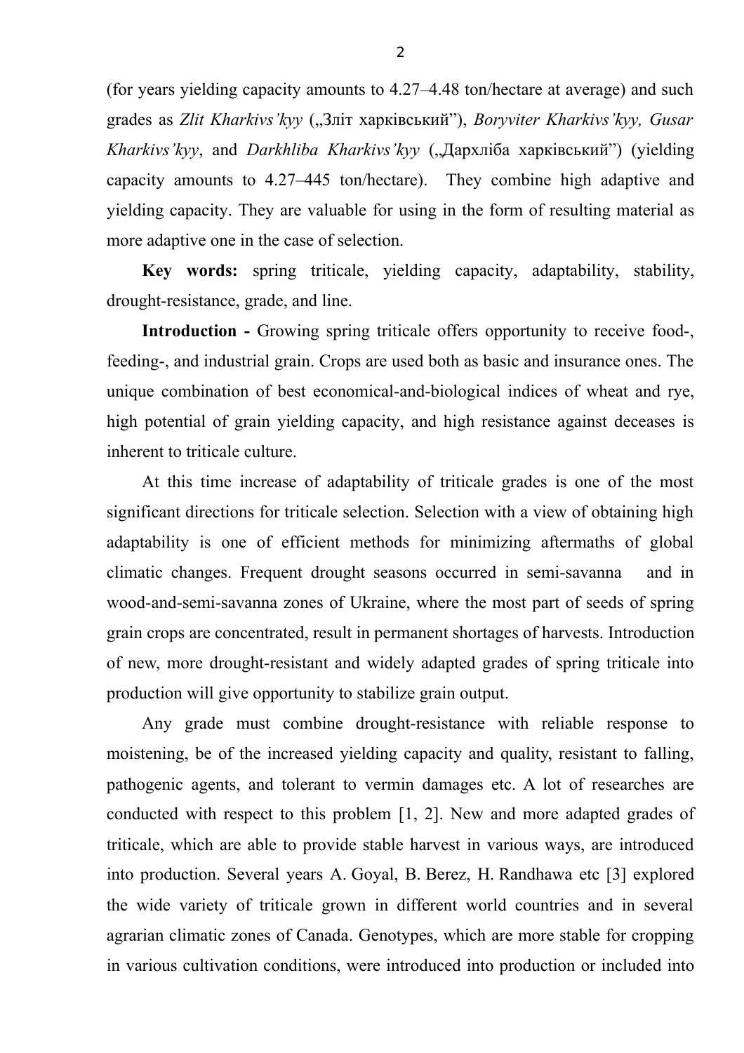(for years yielding capacity amounts to 4.27–4.48 ton/hectare at average) and such grades as *Zlit Kharkivs'kyy* („Зліт харківський"), *Boryviter Kharkivs'kyy, Gusar Kharkivs'kyy*, and *Darkhliba Kharkivs'kyy* („Дархліба харківський") (yielding capacity amounts to 4.27–445 ton/hectare). They combine high adaptive and yielding capacity. They are valuable for using in the form of resulting material as more adaptive one in the case of selection.

**Key words:** spring triticale, yielding capacity, adaptability, stability, drought-resistance, grade, and line.

**Introduction -** Growing spring triticale offers opportunity to receive food-, feeding-, and industrial grain. Crops are used both as basic and insurance ones. The unique combination of best economical-and-biological indices of wheat and rye, high potential of grain yielding capacity, and high resistance against deceases is inherent to triticale culture.

At this time increase of adaptability of triticale grades is one of the most significant directions for triticale selection. Selection with a view of obtaining high adaptability is one of efficient methods for minimizing aftermaths of global climatic changes. Frequent drought seasons occurred in semi-savanna and in wood-and-semi-savanna zones of Ukraine, where the most part of seeds of spring grain crops are concentrated, result in permanent shortages of harvests. Introduction of new, more drought-resistant and widely adapted grades of spring triticale into production will give opportunity to stabilize grain output.

Any grade must combine drought-resistance with reliable response to moistening, be of the increased yielding capacity and quality, resistant to falling, pathogenic agents, and tolerant to vermin damages etc. A lot of researches are conducted with respect to this problem [1, 2]. New and more adapted grades of triticale, which are able to provide stable harvest in various ways, are introduced into production. Several years A. Goyal, B. Berez, H. Randhawa etc [3] explored the wide variety of triticale grown in different world countries and in several agrarian climatic zones of Canada. Genotypes, which are more stable for cropping in various cultivation conditions, were introduced into production or included into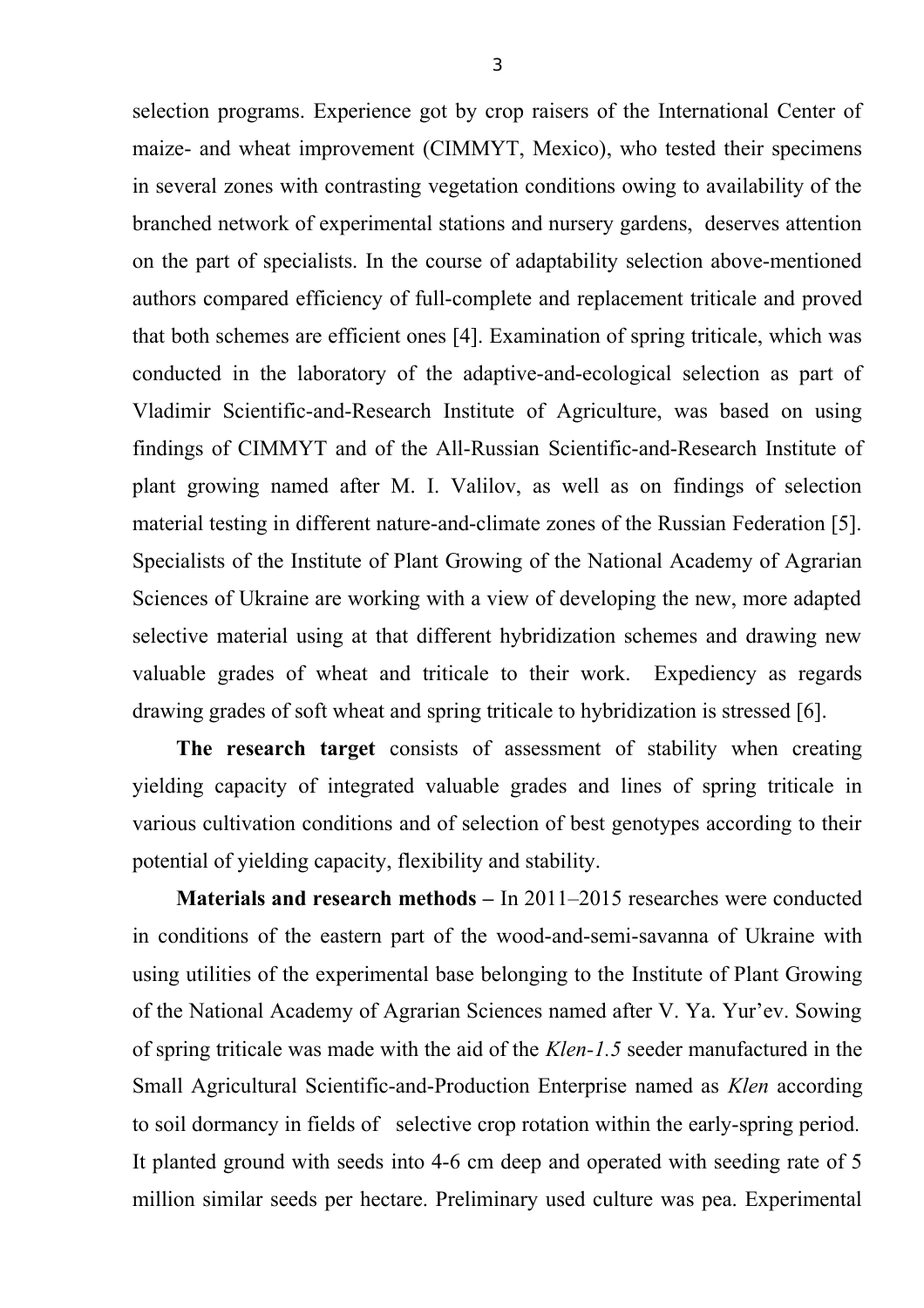selection programs. Experience got by crop raisers of the International Center of maize- and wheat improvement (CIMMYT, Mexico), who tested their specimens in several zones with contrasting vegetation conditions owing to availability of the branched network of experimental stations and nursery gardens, deserves attention on the part of specialists. In the course of adaptability selection above-mentioned authors compared efficiency of full-complete and replacement triticale and proved that both schemes are efficient ones [4]. Examination of spring triticale, which was conducted in the laboratory of the adaptive-and-ecological selection as part of Vladimir Scientific-and-Research Institute of Agriculture, was based on using findings of CIMMYT and of the All-Russian Scientific-and-Research Institute of plant growing named after M. I. Valilov, as well as on findings of selection material testing in different nature-and-climate zones of the Russian Federation [5]. Specialists of the Institute of Plant Growing of the National Academy of Agrarian Sciences of Ukraine are working with a view of developing the new, more adapted selective material using at that different hybridization schemes and drawing new valuable grades of wheat and triticale to their work. Expediency as regards drawing grades of soft wheat and spring triticale to hybridization is stressed [6].

**The research target** consists of assessment of stability when creating yielding capacity of integrated valuable grades and lines of spring triticale in various cultivation conditions and of selection of best genotypes according to their potential of yielding capacity, flexibility and stability.

**Materials and research methods –** In 2011–2015 researches were conducted in conditions of the eastern part of the wood-and-semi-savanna of Ukraine with using utilities of the experimental base belonging to the Institute of Plant Growing of the National Academy of Agrarian Sciences named after V. Ya. Yur'ev. Sowing of spring triticale was made with the aid of the *Klen-1.5* seeder manufactured in the Small Agricultural Scientific-and-Production Enterprise named as *Klen* according to soil dormancy in fields of selective crop rotation within the early-spring period. It planted ground with seeds into 4-6 cm deep and operated with seeding rate of 5 million similar seeds per hectare. Preliminary used culture was pea. Experimental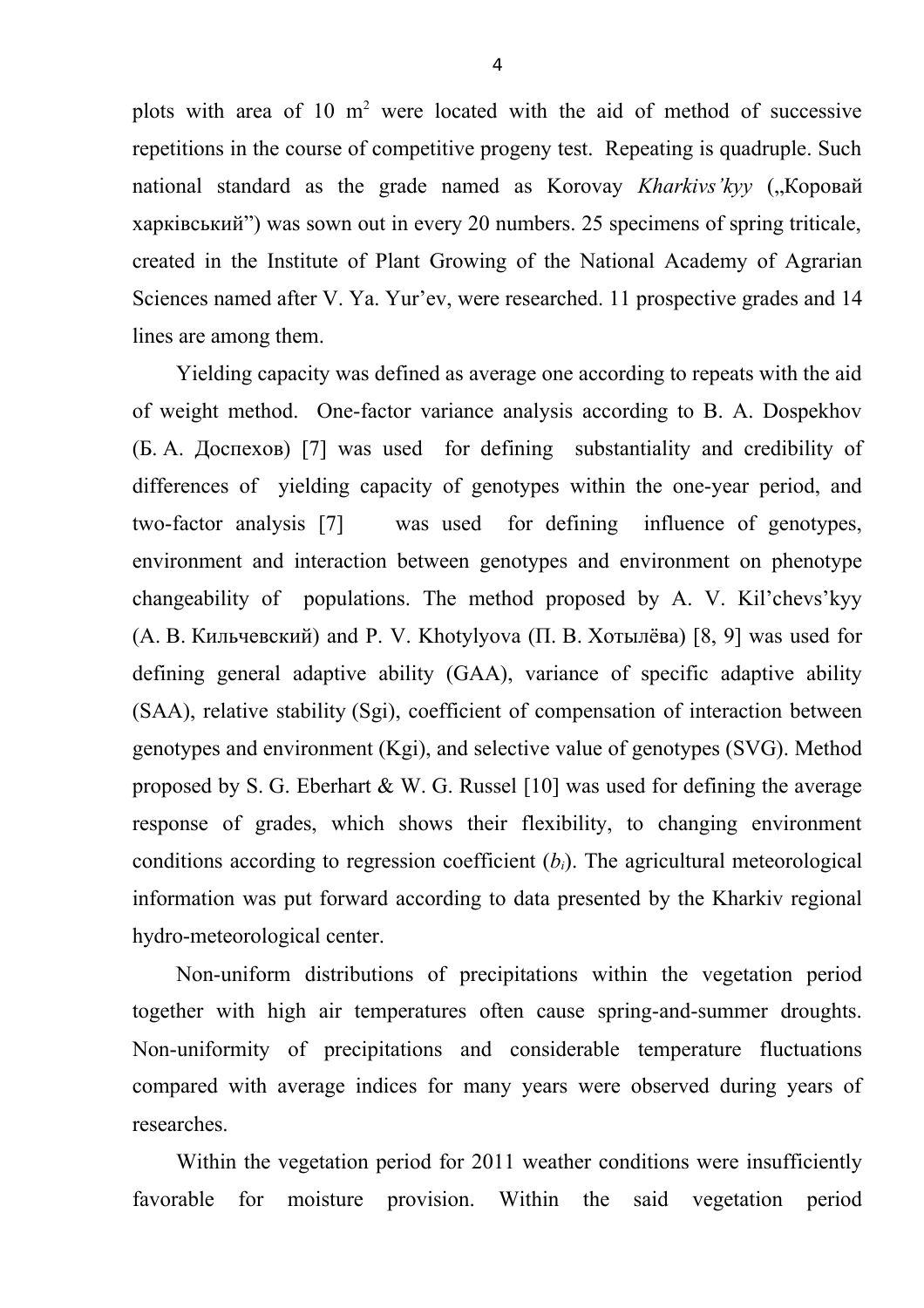plots with area of 10 $m^2$ were located with the aid of method of successive repetitions in the course of competitive progeny test. Repeating is quadruple. Such national standard as the grade named as Korovay *Kharkivs'kyy* („Коровай харківський") was sown out in every 20 numbers. 25 specimens of spring triticale, created in the Institute of Plant Growing of the National Academy of Agrarian Sciences named after V. Ya. Yur'ev, were researched. 11 prospective grades and 14 lines are among them.

Yielding capacity was defined as average one according to repeats with the aid of weight method. One-factor variance analysis according to B. A. Dospekhov (Б. А. Доспехов) [7] was used for defining substantiality and credibility of differences of yielding capacity of genotypes within the one-year period, and two-factor analysis [7] was used for defining influence of genotypes, environment and interaction between genotypes and environment on phenotype changeability of populations. The method proposed by A. V. Kil'chevs'kyy (А. В. Кильчевский) and P. V. Khotylyova (П. В. Хотылёва) [8, 9] was used for defining general adaptive ability (GAA), variance of specific adaptive ability (SAA), relative stability (Sgi), coefficient of compensation of interaction between genotypes and environment (Kgi), and selective value of genotypes (SVG). Method proposed by S. G. Eberhart & W. G. Russel [10] was used for defining the average response of grades, which shows their flexibility, to changing environment conditions according to regression coefficient ($b_i$). The agricultural meteorological information was put forward according to data presented by the Kharkiv regional hydro-meteorological center.

Non-uniform distributions of precipitations within the vegetation period together with high air temperatures often cause spring-and-summer droughts. Non-uniformity of precipitations and considerable temperature fluctuations compared with average indices for many years were observed during years of researches.

Within the vegetation period for 2011 weather conditions were insufficiently favorable for moisture provision. Within the said vegetation period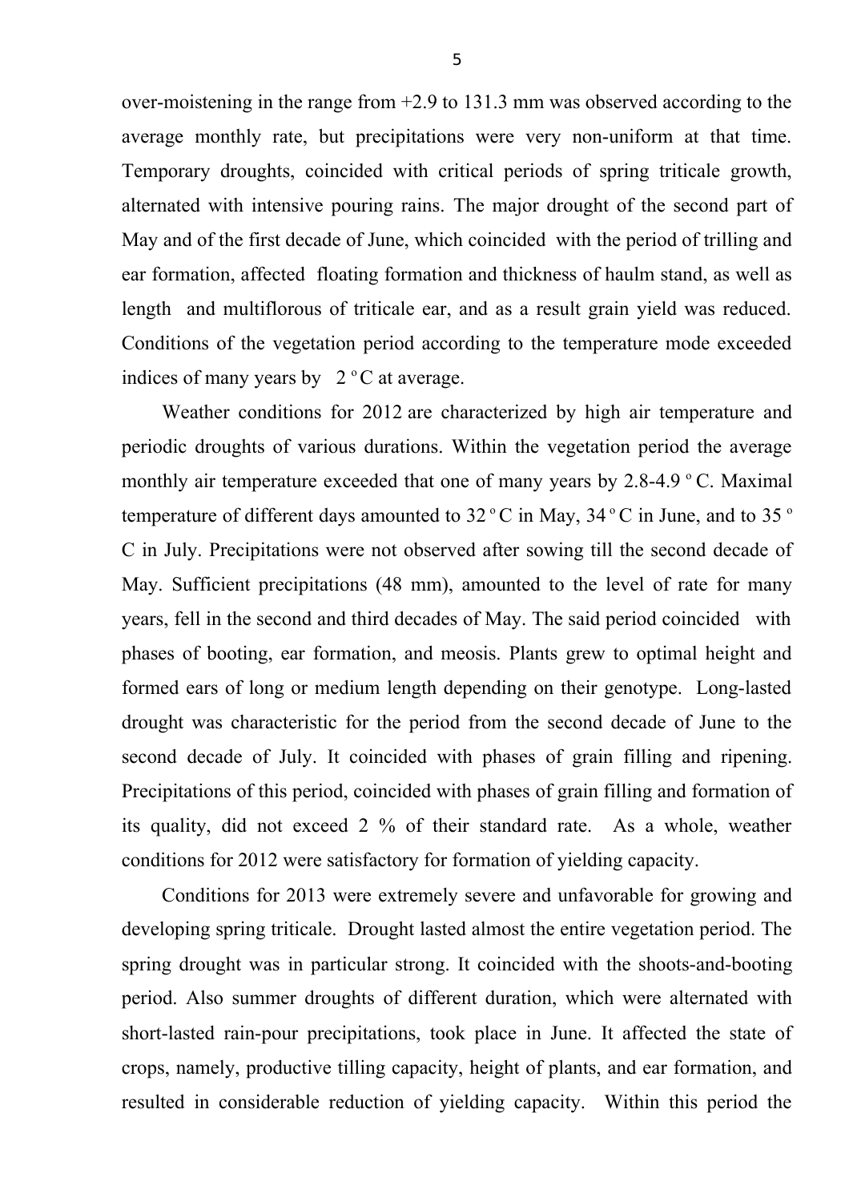over-moistening in the range from +2.9 to 131.3 mm was observed according to the average monthly rate, but precipitations were very non-uniform at that time. Temporary droughts, coincided with critical periods of spring triticale growth, alternated with intensive pouring rains. The major drought of the second part of May and of the first decade of June, which coincided with the period of trilling and ear formation, affected floating formation and thickness of haulm stand, as well as length and multiflorous of triticale ear, and as a result grain yield was reduced. Conditions of the vegetation period according to the temperature mode exceeded indices of many years by 2 º C at average.

Weather conditions for 2012 are characterized by high air temperature and periodic droughts of various durations. Within the vegetation period the average monthly air temperature exceeded that one of many years by 2.8-4.9 º C. Maximal temperature of different days amounted to 32 º C in May, 34 º C in June, and to 35 º C in July. Precipitations were not observed after sowing till the second decade of May. Sufficient precipitations (48 mm), amounted to the level of rate for many years, fell in the second and third decades of May. The said period coincided with phases of booting, ear formation, and meosis. Plants grew to optimal height and formed ears of long or medium length depending on their genotype. Long-lasted drought was characteristic for the period from the second decade of June to the second decade of July. It coincided with phases of grain filling and ripening. Precipitations of this period, coincided with phases of grain filling and formation of its quality, did not exceed 2 % of their standard rate. As a whole, weather conditions for 2012 were satisfactory for formation of yielding capacity.

Conditions for 2013 were extremely severe and unfavorable for growing and developing spring triticale. Drought lasted almost the entire vegetation period. The spring drought was in particular strong. It coincided with the shoots-and-booting period. Also summer droughts of different duration, which were alternated with short-lasted rain-pour precipitations, took place in June. It affected the state of crops, namely, productive tilling capacity, height of plants, and ear formation, and resulted in considerable reduction of yielding capacity. Within this period the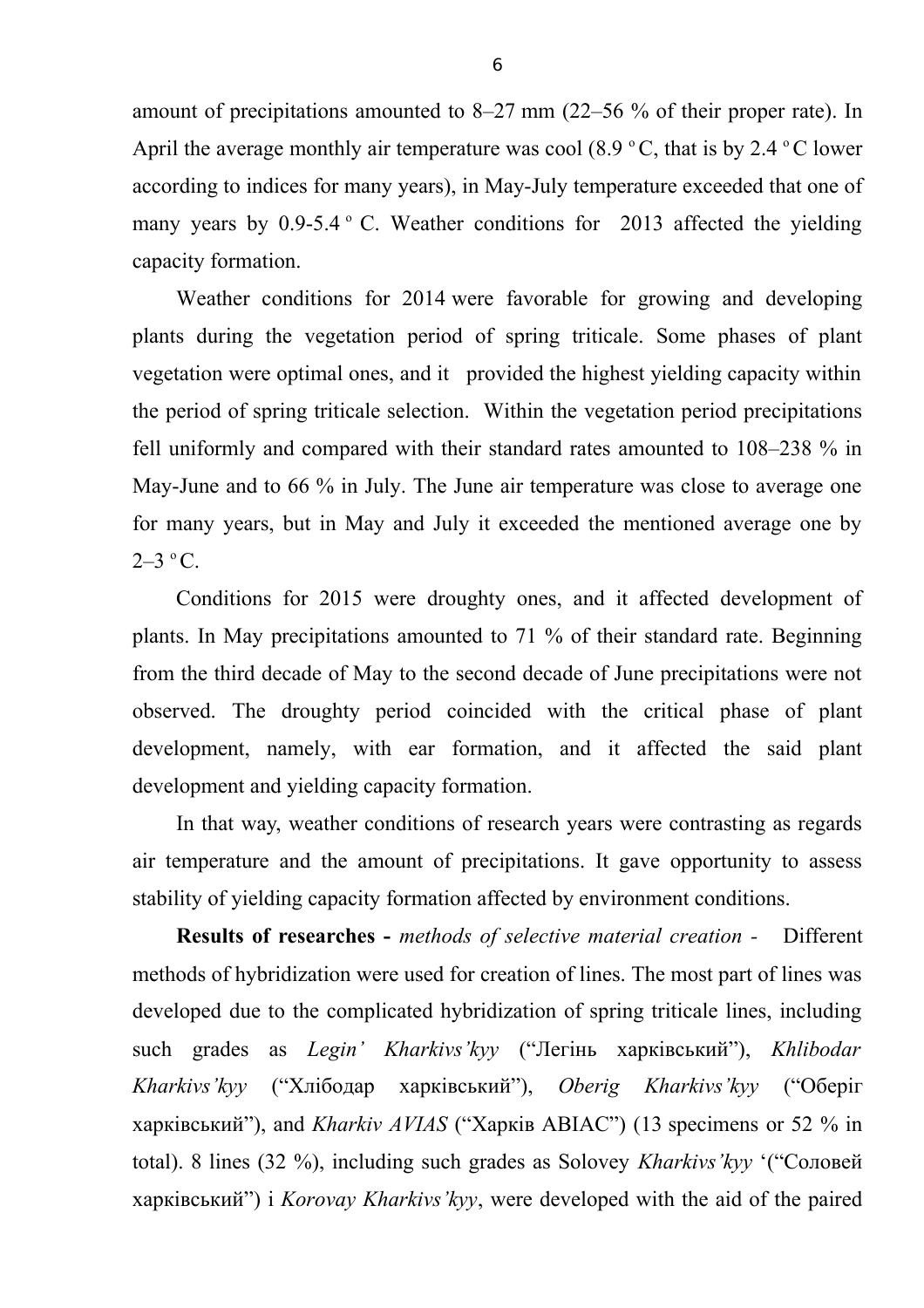amount of precipitations amounted to 8–27 mm (22–56 % of their proper rate). In April the average monthly air temperature was cool (8.9 ºC, that is by 2.4 ºC lower according to indices for many years), in May-July temperature exceeded that one of many years by 0.9-5.4 º C. Weather conditions for 2013 affected the yielding capacity formation.

Weather conditions for 2014 were favorable for growing and developing plants during the vegetation period of spring triticale. Some phases of plant vegetation were optimal ones, and it provided the highest yielding capacity within the period of spring triticale selection. Within the vegetation period precipitations fell uniformly and compared with their standard rates amounted to 108–238 % in May-June and to 66 % in July. The June air temperature was close to average one for many years, but in May and July it exceeded the mentioned average one by 2–3 ºC.

Conditions for 2015 were droughty ones, and it affected development of plants. In May precipitations amounted to 71 % of their standard rate. Beginning from the third decade of May to the second decade of June precipitations were not observed. The droughty period coincided with the critical phase of plant development, namely, with ear formation, and it affected the said plant development and yielding capacity formation.

In that way, weather conditions of research years were contrasting as regards air temperature and the amount of precipitations. It gave opportunity to assess stability of yielding capacity formation affected by environment conditions.

**Results of researches -** *methods of selective material creation* - Different methods of hybridization were used for creation of lines. The most part of lines was developed due to the complicated hybridization of spring triticale lines, including such grades as *Legin' Kharkivs'kyy* ("Легінь харківський"), *Khlibodar Kharkivs'kyy* ("Хлібодар харківський"), *Oberig Kharkivs'kyy* ("Оберіг харківський"), and *Kharkiv AVIAS* ("Харків АВІАС") (13 specimens or 52 % in total). 8 lines (32 %), including such grades as Solovey *Kharkivs'kyy* '("Соловей харківський") і *Korovay Kharkivs'kyy*, were developed with the aid of the paired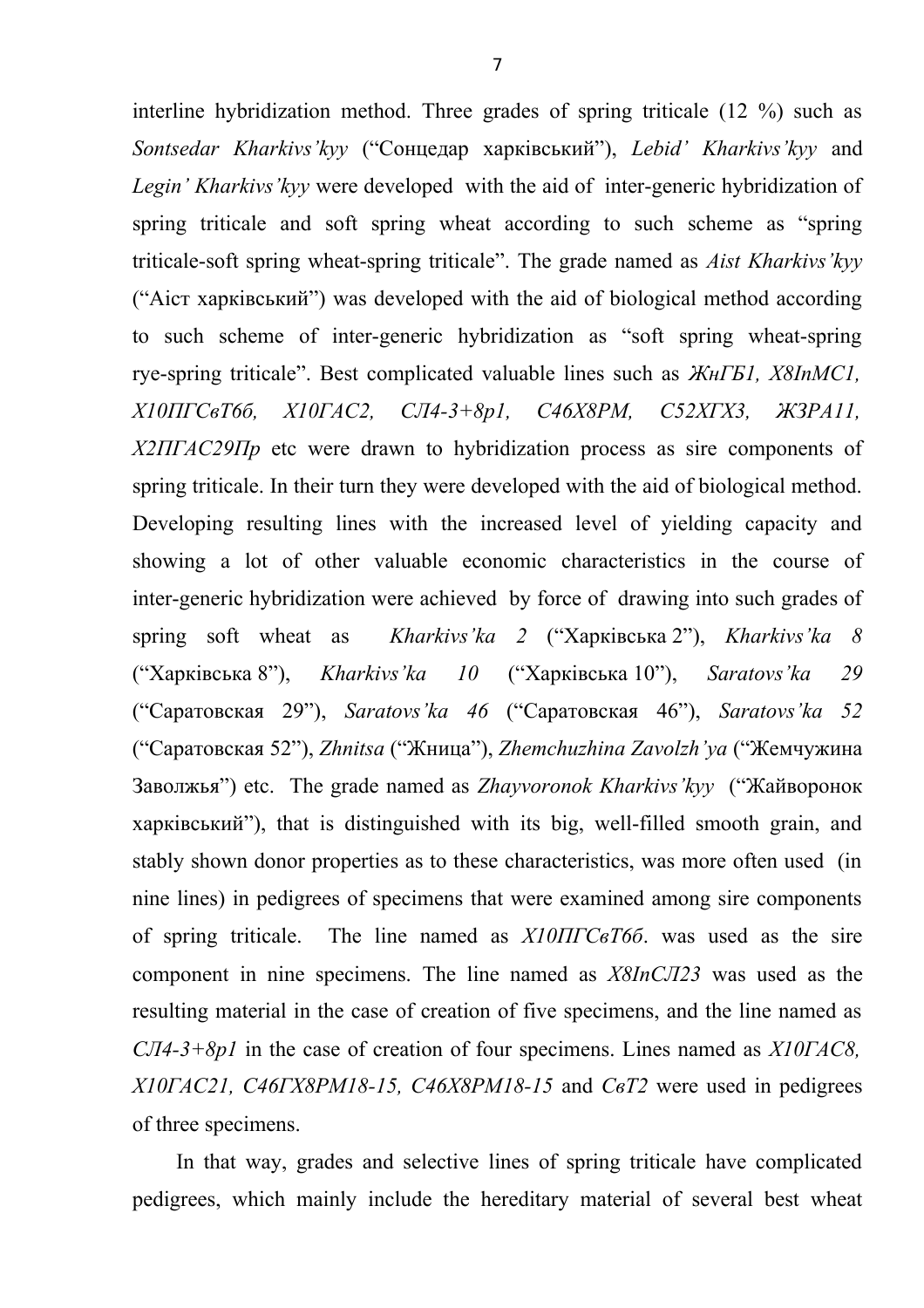interline hybridization method. Three grades of spring triticale (12 %) such as *Sontsedar Kharkivs'kyy* ("Сонцедар харківський"), *Lebid' Kharkivs'kyy* and *Legin' Kharkivs'kyy* were developed with the aid of inter-generic hybridization of spring triticale and soft spring wheat according to such scheme as "spring triticale-soft spring wheat-spring triticale". The grade named as *Aist Kharkivs'kyy* ("Аіст харківський") was developed with the aid of biological method according to such scheme of inter-generic hybridization as "soft spring wheat-spring rye-spring triticale". Best complicated valuable lines such as *ЖнГБ1, Х8ІпМС1, Х10ПГСвТ6б, Х10ГАС2, СЛ4-3+8р1, С46Х8РМ, С52ХГХ3, ЖЗРА11, Х2ПГАС29Пр* etc were drawn to hybridization process as sire components of spring triticale. In their turn they were developed with the aid of biological method. Developing resulting lines with the increased level of yielding capacity and showing a lot of other valuable economic characteristics in the course of inter-generic hybridization were achieved by force of drawing into such grades of spring soft wheat as *Kharkivs'ka 2* ("Харківська 2"), *Kharkivs'ka 8* ("Харківська 8"), *Kharkivs'ka 10* ("Харківська 10"), *Saratovs'ka 29* ("Саратовская 29"), *Saratovs'ka 46* ("Саратовская 46"), *Saratovs'ka 52* ("Саратовская 52"), *Zhnitsa* ("Жница"), *Zhemchuzhina Zavolzh'ya* ("Жемчужина Заволжья") etc. The grade named as *Zhayvoronok Kharkivs'kyy* ("Жайворонок харківський"), that is distinguished with its big, well-filled smooth grain, and stably shown donor properties as to these characteristics, was more often used (in nine lines) in pedigrees of specimens that were examined among sire components of spring triticale. The line named as *Х10ПГСвТ6б*. was used as the sire component in nine specimens. The line named as *Х8ІпСЛ23* was used as the resulting material in the case of creation of five specimens, and the line named as *СЛ4-3+8р1* in the case of creation of four specimens. Lines named as *Х10ГАС8, Х10ГАС21, С46ГХ8РМ18-15, С46Х8РМ18-15* and *СвТ2* were used in pedigrees of three specimens.

In that way, grades and selective lines of spring triticale have complicated pedigrees, which mainly include the hereditary material of several best wheat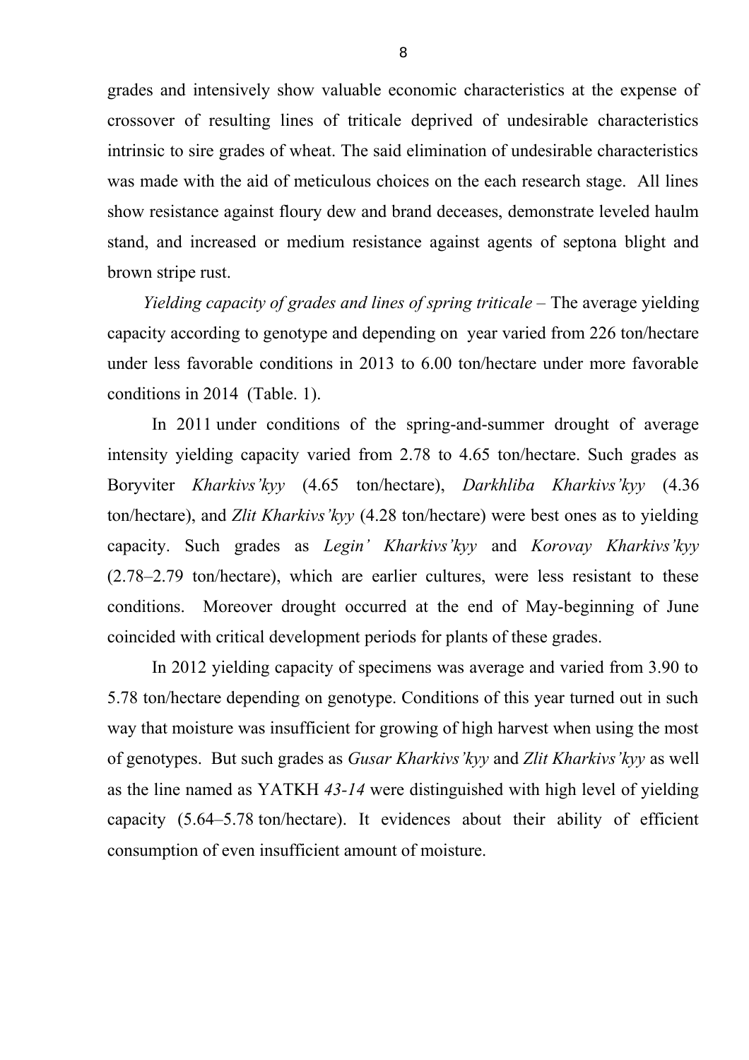grades and intensively show valuable economic characteristics at the expense of crossover of resulting lines of triticale deprived of undesirable characteristics intrinsic to sire grades of wheat. The said elimination of undesirable characteristics was made with the aid of meticulous choices on the each research stage. All lines show resistance against floury dew and brand deceases, demonstrate leveled haulm stand, and increased or medium resistance against agents of septona blight and brown stripe rust.

*Yielding capacity of grades and lines of spring triticale* – The average yielding capacity according to genotype and depending on year varied from 226 ton/hectare under less favorable conditions in 2013 to 6.00 ton/hectare under more favorable conditions in 2014 (Table. 1).

In 2011 under conditions of the spring-and-summer drought of average intensity yielding capacity varied from 2.78 to 4.65 ton/hectare. Such grades as Boryviter *Kharkivs'kyy* (4.65 ton/hectare), *Darkhliba Kharkivs'kyy* (4.36 ton/hectare), and *Zlit Kharkivs'kyy* (4.28 ton/hectare) were best ones as to yielding capacity. Such grades as *Legin' Kharkivs'kyy* and *Korovay Kharkivs'kyy* (2.78–2.79 ton/hectare), which are earlier cultures, were less resistant to these conditions. Moreover drought occurred at the end of May-beginning of June coincided with critical development periods for plants of these grades.

In 2012 yielding capacity of specimens was average and varied from 3.90 to 5.78 ton/hectare depending on genotype. Conditions of this year turned out in such way that moisture was insufficient for growing of high harvest when using the most of genotypes. But such grades as *Gusar Kharkivs'kyy* and *Zlit Kharkivs'kyy* as well as the line named as YATKH *43-14* were distinguished with high level of yielding capacity (5.64–5.78 ton/hectare). It evidences about their ability of efficient consumption of even insufficient amount of moisture.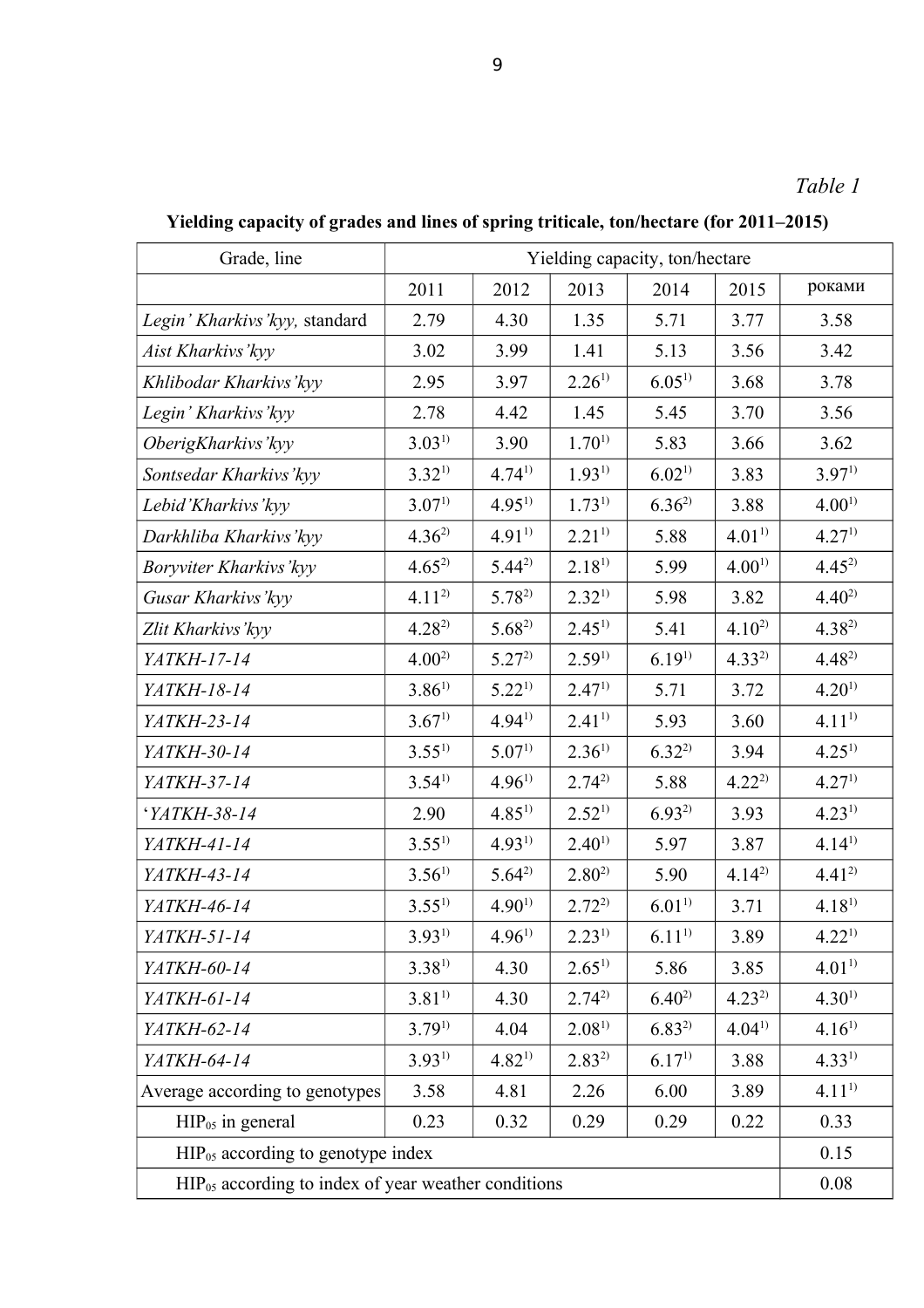*Table 1*

**Yielding capacity of grades and lines of spring triticale, ton/hectare (for 2011–2015)**

| Grade, line | Yielding capacity, ton/hectare | | | | | |
|---|---|---|---|---|---|---|
| | 2011 | 2012 | 2013 | 2014 | 2015 | роками |
| *Legin' Kharkivs'kyy,* standard | 2.79 | 4.30 | 1.35 | 5.71 | 3.77 | 3.58 |
| *Aist Kharkivs'kyy* | 3.02 | 3.99 | 1.41 | 5.13 | 3.56 | 3.42 |
| *Khlibodar Kharkivs'kyy* | 2.95 | 3.97 | 2.26[1)] | 6.05[1)] | 3.68 | 3.78 |
| *Legin' Kharkivs'kyy* | 2.78 | 4.42 | 1.45 | 5.45 | 3.70 | 3.56 |
| *OberigKharkivs'kyy* | 3.03[1)] | 3.90 | 1.70[1)] | 5.83 | 3.66 | 3.62 |
| *Sontsedar Kharkivs'kyy* | 3.32[1)] | 4.74[1)] | 1.93[1)] | 6.02[1)] | 3.83 | 3.97[1)] |
| *Lebid'Kharkivs'kyy* | 3.07[1)] | 4.95[1)] | 1.73[1)] | 6.36[2)] | 3.88 | 4.00[1)] |
| *Darkhliba Kharkivs'kyy* | 4.36[2)] | 4.91[1)] | 2.21[1)] | 5.88 | 4.01[1)] | 4.27[1)] |
| *Boryviter Kharkivs'kyy* | 4.65[2)] | 5.44[2)] | 2.18[1)] | 5.99 | 4.00[1)] | 4.45[2)] |
| *Gusar Kharkivs'kyy* | 4.11[2)] | 5.78[2)] | 2.32[1)] | 5.98 | 3.82 | 4.40[2)] |
| *Zlit Kharkivs'kyy* | 4.28[2)] | 5.68[2)] | 2.45[1)] | 5.41 | 4.10[2)] | 4.38[2)] |
| *YATKH-17-14* | 4.00[2)] | 5.27[2)] | 2.59[1)] | 6.19[1)] | 4.33[2)] | 4.48[2)] |
| *YATKH-18-14* | 3.86[1)] | 5.22[1)] | 2.47[1)] | 5.71 | 3.72 | 4.20[1)] |
| *YATKH-23-14* | 3.67[1)] | 4.94[1)] | 2.41[1)] | 5.93 | 3.60 | 4.11[1)] |
| *YATKH-30-14* | 3.55[1)] | 5.07[1)] | 2.36[1)] | 6.32[2)] | 3.94 | 4.25[1)] |
| *YATKH-37-14* | 3.54[1)] | 4.96[1)] | 2.74[2)] | 5.88 | 4.22[2)] | 4.27[1)] |
| '*YATKH-38-14* | 2.90 | 4.85[1)] | 2.52[1)] | 6.93[2)] | 3.93 | 4.23[1)] |
| *YATKH-41-14* | 3.55[1)] | 4.93[1)] | 2.40[1)] | 5.97 | 3.87 | 4.14[1)] |
| *YATKH-43-14* | 3.56[1)] | 5.64[2)] | 2.80[2)] | 5.90 | 4.14[2)] | 4.41[2)] |
| *YATKH-46-14* | 3.55[1)] | 4.90[1)] | 2.72[2)] | 6.01[1)] | 3.71 | 4.18[1)] |
| *YATKH-51-14* | 3.93[1)] | 4.96[1)] | 2.23[1)] | 6.11[1)] | 3.89 | 4.22[1)] |
| *YATKH-60-14* | 3.38[1)] | 4.30 | 2.65[1)] | 5.86 | 3.85 | 4.01[1)] |
| *YATKH-61-14* | 3.81[1)] | 4.30 | 2.74[2)] | 6.40[2)] | 4.23[2)] | 4.30[1)] |
| *YATKH-62-14* | 3.79[1)] | 4.04 | 2.08[1)] | 6.83[2)] | 4.04[1)] | 4.16[1)] |
| *YATKH-64-14* | 3.93[1)] | 4.82[1)] | 2.83[2)] | 6.17[1)] | 3.88 | 4.33[1)] |
| Average according to genotypes | 3.58 | 4.81 | 2.26 | 6.00 | 3.89 | 4.11[1)] |
| $HIP_{05}$ in general | 0.23 | 0.32 | 0.29 | 0.29 | 0.22 | 0.33 |
| $HIP_{05}$ according to genotype index | | | | | | 0.15 |
| $HIP_{05}$ according to index of year weather conditions | | | | | | 0.08 |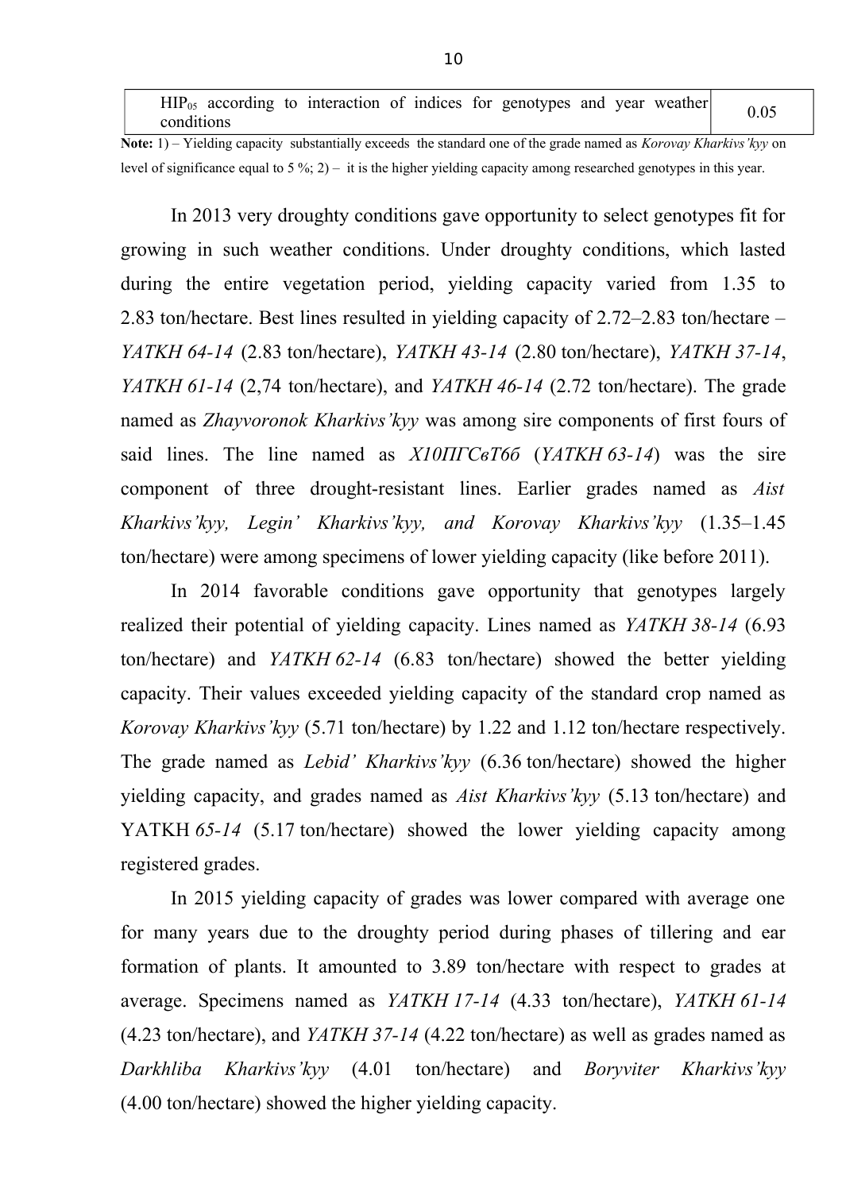| $HIP_{05}$ according to interaction of indices for genotypes and year weather conditions | 0.05 |
|---|---|

**Note:** 1) – Yielding capacity substantially exceeds the standard one of the grade named as *Korovay Kharkivs'kyy* on level of significance equal to 5 %; 2) – it is the higher yielding capacity among researched genotypes in this year.

In 2013 very droughty conditions gave opportunity to select genotypes fit for growing in such weather conditions. Under droughty conditions, which lasted during the entire vegetation period, yielding capacity varied from 1.35 to 2.83 ton/hectare. Best lines resulted in yielding capacity of 2.72–2.83 ton/hectare – *YATKH 64-14* (2.83 ton/hectare), *YATKH 43-14* (2.80 ton/hectare), *YATKH 37-14*, *YATKH 61-14* (2,74 ton/hectare), and *YATKH 46-14* (2.72 ton/hectare). The grade named as *Zhayvoronok Kharkivs'kyy* was among sire components of first fours of said lines. The line named as *Х10ПГСвТ6б* (*YATKH 63-14*) was the sire component of three drought-resistant lines. Earlier grades named as *Aist Kharkivs'kyy, Legin' Kharkivs'kyy, and Korovay Kharkivs'kyy* (1.35–1.45 ton/hectare) were among specimens of lower yielding capacity (like before 2011).

In 2014 favorable conditions gave opportunity that genotypes largely realized their potential of yielding capacity. Lines named as *YATKH 38-14* (6.93 ton/hectare) and *YATKH 62-14* (6.83 ton/hectare) showed the better yielding capacity. Their values exceeded yielding capacity of the standard crop named as *Korovay Kharkivs'kyy* (5.71 ton/hectare) by 1.22 and 1.12 ton/hectare respectively. The grade named as *Lebid' Kharkivs'kyy* (6.36 ton/hectare) showed the higher yielding capacity, and grades named as *Aist Kharkivs'kyy* (5.13 ton/hectare) and YATKH *65-14* (5.17 ton/hectare) showed the lower yielding capacity among registered grades.

In 2015 yielding capacity of grades was lower compared with average one for many years due to the droughty period during phases of tillering and ear formation of plants. It amounted to 3.89 ton/hectare with respect to grades at average. Specimens named as *YATKH 17-14* (4.33 ton/hectare), *YATKH 61-14* (4.23 ton/hectare), and *YATKH 37-14* (4.22 ton/hectare) as well as grades named as *Darkhliba Kharkivs'kyy* (4.01 ton/hectare) and *Boryviter Kharkivs'kyy* (4.00 ton/hectare) showed the higher yielding capacity.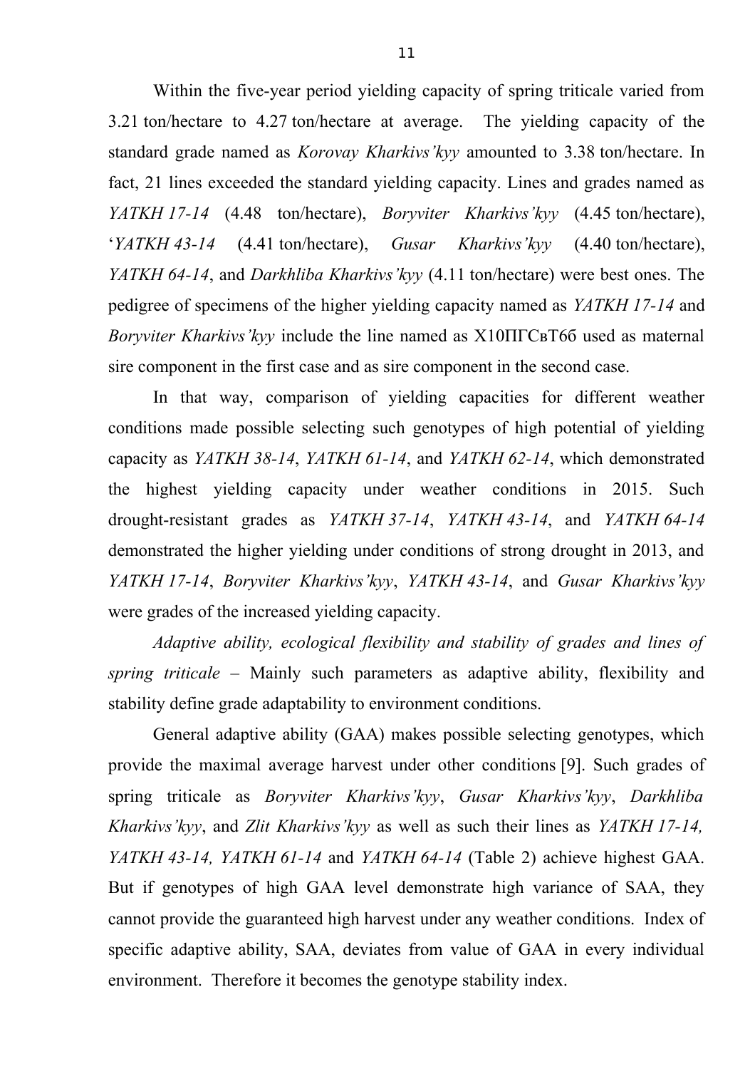Within the five-year period yielding capacity of spring triticale varied from 3.21 ton/hectare to 4.27 ton/hectare at average. The yielding capacity of the standard grade named as *Korovay Kharkivs'kyy* amounted to 3.38 ton/hectare. In fact, 21 lines exceeded the standard yielding capacity. Lines and grades named as *YATKH 17-14* (4.48 ton/hectare), *Boryviter Kharkivs'kyy* (4.45 ton/hectare), '*YATKH 43-14* (4.41 ton/hectare), *Gusar Kharkivs'kyy* (4.40 ton/hectare), *YATKH 64-14*, and *Darkhliba Kharkivs'kyy* (4.11 ton/hectare) were best ones. The pedigree of specimens of the higher yielding capacity named as *YATKH 17-14* and *Boryviter Kharkivs'kyy* include the line named as Х10ПГСвТ6б used as maternal sire component in the first case and as sire component in the second case.

In that way, comparison of yielding capacities for different weather conditions made possible selecting such genotypes of high potential of yielding capacity as *YATKH 38-14*, *YATKH 61-14*, and *YATKH 62-14*, which demonstrated the highest yielding capacity under weather conditions in 2015. Such drought-resistant grades as *YATKH 37-14*, *YATKH 43-14*, and *YATKH 64-14* demonstrated the higher yielding under conditions of strong drought in 2013, and *YATKH 17-14*, *Boryviter Kharkivs'kyy*, *YATKH 43-14*, and *Gusar Kharkivs'kyy* were grades of the increased yielding capacity.

*Adaptive ability, ecological flexibility and stability of grades and lines of spring triticale* – Mainly such parameters as adaptive ability, flexibility and stability define grade adaptability to environment conditions.

General adaptive ability (GAA) makes possible selecting genotypes, which provide the maximal average harvest under other conditions [9]. Such grades of spring triticale as *Boryviter Kharkivs'kyy*, *Gusar Kharkivs'kyy*, *Darkhliba Kharkivs'kyy*, and *Zlit Kharkivs'kyy* as well as such their lines as *YATKH 17-14, YATKH 43-14, YATKH 61-14* and *YATKH 64-14* (Table 2) achieve highest GAA. But if genotypes of high GAA level demonstrate high variance of SAA, they cannot provide the guaranteed high harvest under any weather conditions. Index of specific adaptive ability, SAA, deviates from value of GAA in every individual environment. Therefore it becomes the genotype stability index.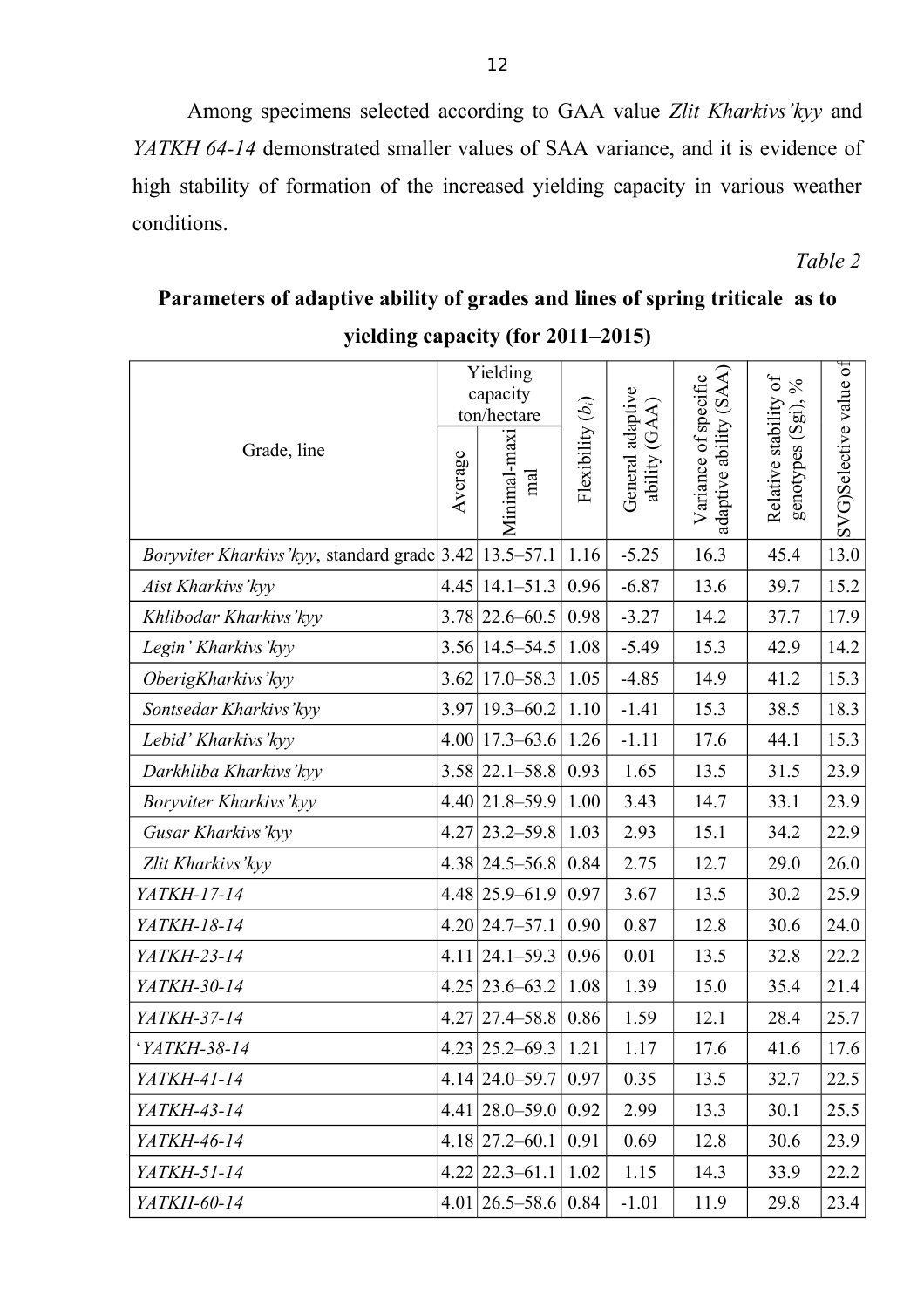Among specimens selected according to GAA value *Zlit Kharkivs'kyy* and *YATKH 64-14* demonstrated smaller values of SAA variance, and it is evidence of high stability of formation of the increased yielding capacity in various weather conditions.

*Table 2*

**Parameters of adaptive ability of grades and lines of spring triticale as to yielding capacity (for 2011–2015)**

| Grade, line | Yielding capacity ton/hectare | | Flexibility ($b_i$) | General adaptive ability (GAA) | Variance of specific adaptive ability (SAA) | Relative stability of genotypes (Sgi), % | SVG)Selective value of |
|---|---|---|---|---|---|---|---|
| | Average | Minimal-maximal | | | | | |
| *Boryviter Kharkivs'kyy*, standard grade | 3.42 | 13.5–57.1 | 1.16 | -5.25 | 16.3 | 45.4 | 13.0 |
| *Aist Kharkivs'kyy* | 4.45 | 14.1–51.3 | 0.96 | -6.87 | 13.6 | 39.7 | 15.2 |
| *Khlibodar Kharkivs'kyy* | 3.78 | 22.6–60.5 | 0.98 | -3.27 | 14.2 | 37.7 | 17.9 |
| *Legin' Kharkivs'kyy* | 3.56 | 14.5–54.5 | 1.08 | -5.49 | 15.3 | 42.9 | 14.2 |
| *ObergKharkivs'kyy* | 3.62 | 17.0–58.3 | 1.05 | -4.85 | 14.9 | 41.2 | 15.3 |
| *Sontsedar Kharkivs'kyy* | 3.97 | 19.3–60.2 | 1.10 | -1.41 | 15.3 | 38.5 | 18.3 |
| *Lebid' Kharkivs'kyy* | 4.00 | 17.3–63.6 | 1.26 | -1.11 | 17.6 | 44.1 | 15.3 |
| *Darkhliba Kharkivs'kyy* | 3.58 | 22.1–58.8 | 0.93 | 1.65 | 13.5 | 31.5 | 23.9 |
| *Boryviter Kharkivs'kyy* | 4.40 | 21.8–59.9 | 1.00 | 3.43 | 14.7 | 33.1 | 23.9 |
| *Gusar Kharkivs'kyy* | 4.27 | 23.2–59.8 | 1.03 | 2.93 | 15.1 | 34.2 | 22.9 |
| *Zlit Kharkivs'kyy* | 4.38 | 24.5–56.8 | 0.84 | 2.75 | 12.7 | 29.0 | 26.0 |
| *YATKH-17-14* | 4.48 | 25.9–61.9 | 0.97 | 3.67 | 13.5 | 30.2 | 25.9 |
| *YATKH-18-14* | 4.20 | 24.7–57.1 | 0.90 | 0.87 | 12.8 | 30.6 | 24.0 |
| *YATKH-23-14* | 4.11 | 24.1–59.3 | 0.96 | 0.01 | 13.5 | 32.8 | 22.2 |
| *YATKH-30-14* | 4.25 | 23.6–63.2 | 1.08 | 1.39 | 15.0 | 35.4 | 21.4 |
| *YATKH-37-14* | 4.27 | 27.4–58.8 | 0.86 | 1.59 | 12.1 | 28.4 | 25.7 |
| '*YATKH-38-14* | 4.23 | 25.2–69.3 | 1.21 | 1.17 | 17.6 | 41.6 | 17.6 |
| *YATKH-41-14* | 4.14 | 24.0–59.7 | 0.97 | 0.35 | 13.5 | 32.7 | 22.5 |
| *YATKH-43-14* | 4.41 | 28.0–59.0 | 0.92 | 2.99 | 13.3 | 30.1 | 25.5 |
| *YATKH-46-14* | 4.18 | 27.2–60.1 | 0.91 | 0.69 | 12.8 | 30.6 | 23.9 |
| *YATKH-51-14* | 4.22 | 22.3–61.1 | 1.02 | 1.15 | 14.3 | 33.9 | 22.2 |
| *YATKH-60-14* | 4.01 | 26.5–58.6 | 0.84 | -1.01 | 11.9 | 29.8 | 23.4 |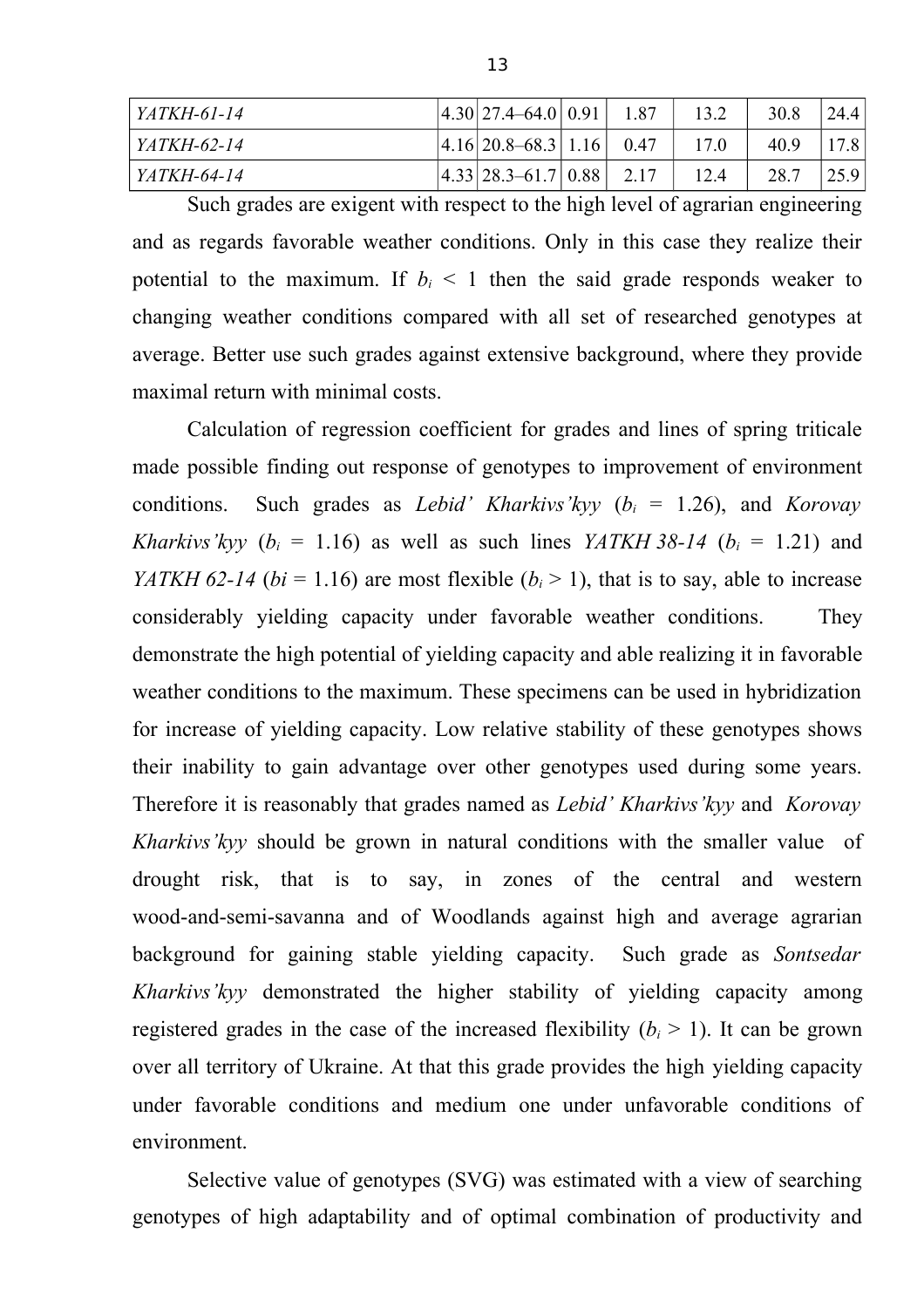| *YATKH-61-14* | 4.30 | 27.4–64.0 | 0.91 | 1.87 | 13.2 | 30.8 | 24.4 |
|---|---|---|---|---|---|---|---|
| *YATKH-62-14* | 4.16 | 20.8–68.3 | 1.16 | 0.47 | 17.0 | 40.9 | 17.8 |
| *YATKH-64-14* | 4.33 | 28.3–61.7 | 0.88 | 2.17 | 12.4 | 28.7 | 25.9 |

Such grades are exigent with respect to the high level of agrarian engineering and as regards favorable weather conditions. Only in this case they realize their potential to the maximum. If $b_i < 1$ then the said grade responds weaker to changing weather conditions compared with all set of researched genotypes at average. Better use such grades against extensive background, where they provide maximal return with minimal costs.

Calculation of regression coefficient for grades and lines of spring triticale made possible finding out response of genotypes to improvement of environment conditions. Such grades as *Lebid' Kharkivs'kyy* ($b_i$ = 1.26), and *Korovay Kharkivs'kyy* ($b_i$ = 1.16) as well as such lines *YATKH 38-14* ($b_i$ = 1.21) and *YATKH 62-14* ($bi$ = 1.16) are most flexible ($b_i > 1$), that is to say, able to increase considerably yielding capacity under favorable weather conditions. They demonstrate the high potential of yielding capacity and able realizing it in favorable weather conditions to the maximum. These specimens can be used in hybridization for increase of yielding capacity. Low relative stability of these genotypes shows their inability to gain advantage over other genotypes used during some years. Therefore it is reasonably that grades named as *Lebid' Kharkivs'kyy* and *Korovay Kharkivs'kyy* should be grown in natural conditions with the smaller value of drought risk, that is to say, in zones of the central and western wood-and-semi-savanna and of Woodlands against high and average agrarian background for gaining stable yielding capacity. Such grade as *Sontsedar Kharkivs'kyy* demonstrated the higher stability of yielding capacity among registered grades in the case of the increased flexibility ($b_i > 1$). It can be grown over all territory of Ukraine. At that this grade provides the high yielding capacity under favorable conditions and medium one under unfavorable conditions of environment.

Selective value of genotypes (SVG) was estimated with a view of searching genotypes of high adaptability and of optimal combination of productivity and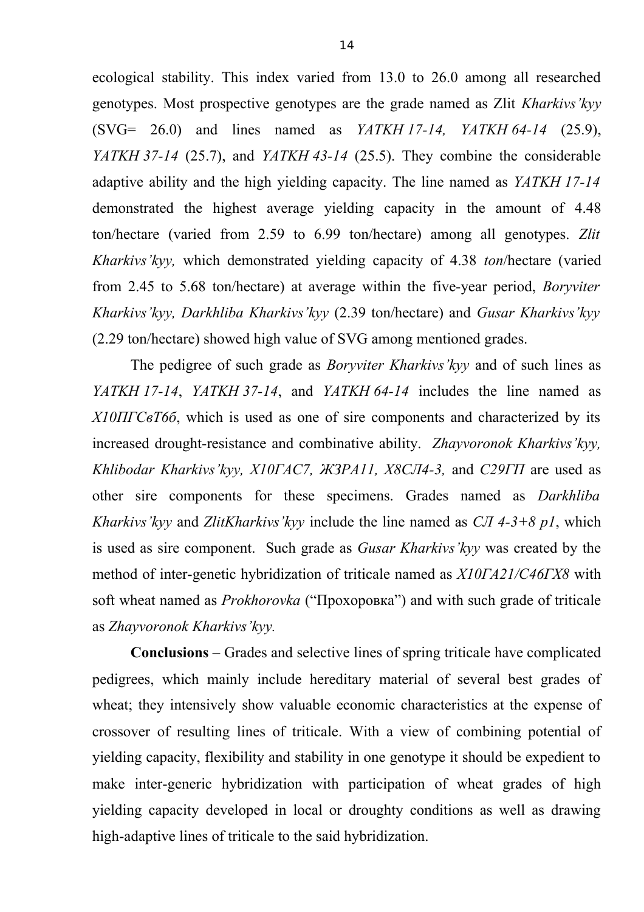ecological stability. This index varied from 13.0 to 26.0 among all researched genotypes. Most prospective genotypes are the grade named as Zlit *Kharkivs'kyy* (SVG= 26.0) and lines named as *YATKH 17-14, YATKH 64-14* (25.9), *YATKH 37-14* (25.7), and *YATKH 43-14* (25.5). They combine the considerable adaptive ability and the high yielding capacity. The line named as *YATKH 17-14* demonstrated the highest average yielding capacity in the amount of 4.48 ton/hectare (varied from 2.59 to 6.99 ton/hectare) among all genotypes. *Zlit Kharkivs'kyy,* which demonstrated yielding capacity of 4.38 *ton*/hectare (varied from 2.45 to 5.68 ton/hectare) at average within the five-year period, *Boryviter Kharkivs'kyy, Darkhliba Kharkivs'kyy* (2.39 ton/hectare) and *Gusar Kharkivs'kyy* (2.29 ton/hectare) showed high value of SVG among mentioned grades.

The pedigree of such grade as *Boryviter Kharkivs'kyy* and of such lines as *YATKH 17-14*, *YATKH 37-14*, and *YATKH 64-14* includes the line named as *Х10ПГСвТ6б*, which is used as one of sire components and characterized by its increased drought-resistance and combinative ability. *Zhayvoronok Kharkivs'kyy, Khlibodar Kharkivs'kyy, Х10ГАС7, ЖЗРА11, Х8СЛ4-3,* and *С29ГП* are used as other sire components for these specimens. Grades named as *Darkhliba Kharkivs'kyy* and *ZlitKharkivs'kyy* include the line named as *СЛ 4-3+8 р1*, which is used as sire component. Such grade as *Gusar Kharkivs'kyy* was created by the method of inter-genetic hybridization of triticale named as *Х10ГА21/С46ГХ8* with soft wheat named as *Prokhorovka* ("Прохоровка") and with such grade of triticale as *Zhayvoronok Kharkivs'kyy.*

**Conclusions –** Grades and selective lines of spring triticale have complicated pedigrees, which mainly include hereditary material of several best grades of wheat; they intensively show valuable economic characteristics at the expense of crossover of resulting lines of triticale. With a view of combining potential of yielding capacity, flexibility and stability in one genotype it should be expedient to make inter-generic hybridization with participation of wheat grades of high yielding capacity developed in local or droughty conditions as well as drawing high-adaptive lines of triticale to the said hybridization.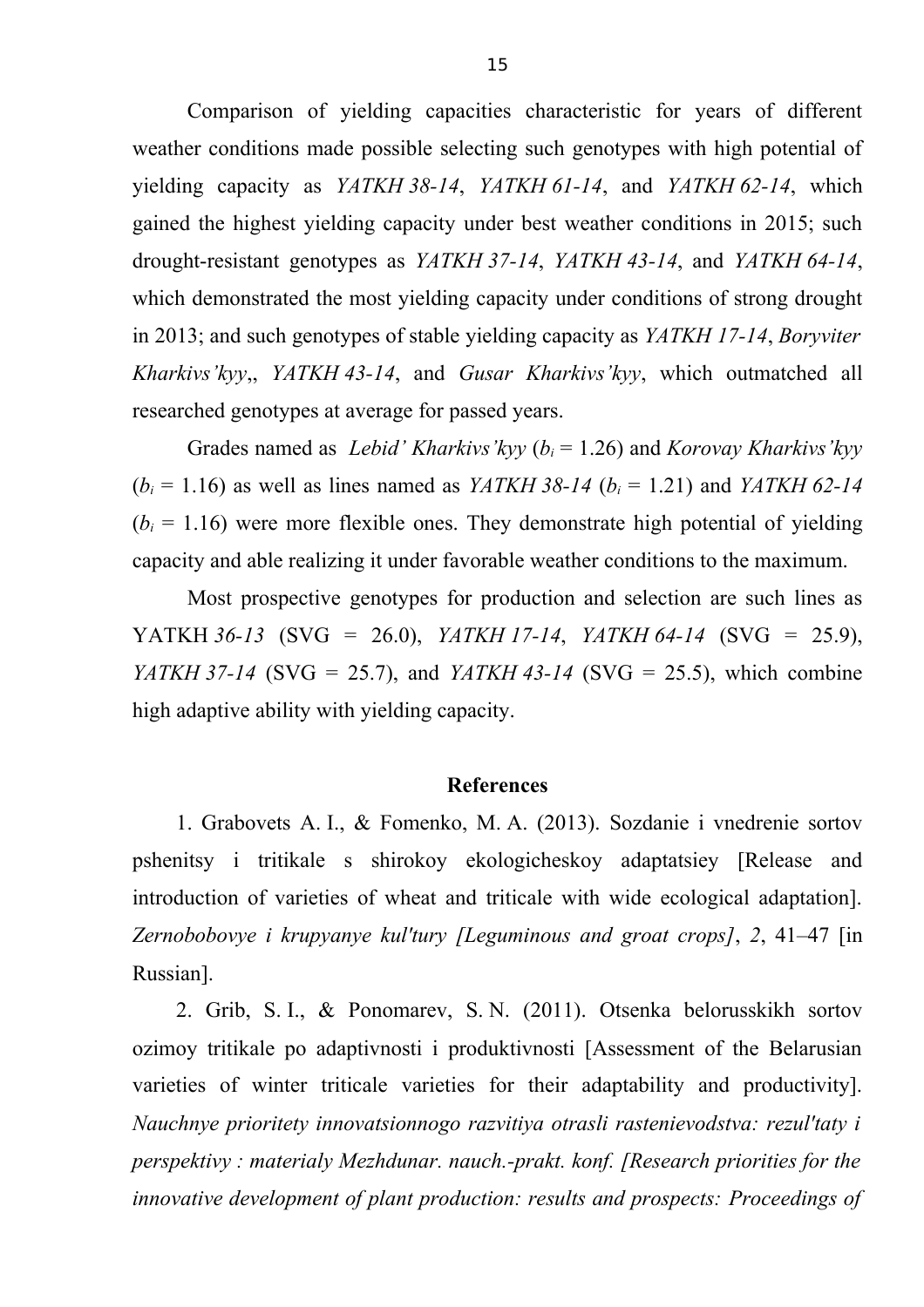Comparison of yielding capacities characteristic for years of different weather conditions made possible selecting such genotypes with high potential of yielding capacity as *YATKH 38-14*, *YATKH 61-14*, and *YATKH 62-14*, which gained the highest yielding capacity under best weather conditions in 2015; such drought-resistant genotypes as *YATKH 37-14*, *YATKH 43-14*, and *YATKH 64-14*, which demonstrated the most yielding capacity under conditions of strong drought in 2013; and such genotypes of stable yielding capacity as *YATKH 17-14*, *Boryviter Kharkivs'kyy*,, *YATKH 43-14*, and *Gusar Kharkivs'kyy*, which outmatched all researched genotypes at average for passed years.

Grades named as *Lebid' Kharkivs'kyy* ($b_i$ = 1.26) and *Korovay Kharkivs'kyy* ($b_i$ = 1.16) as well as lines named as *YATKH 38-14* ($b_i$ = 1.21) and *YATKH 62-14* ($b_i$ = 1.16) were more flexible ones. They demonstrate high potential of yielding capacity and able realizing it under favorable weather conditions to the maximum.

Most prospective genotypes for production and selection are such lines as YATKH *36-13* (SVG = 26.0), *YATKH 17-14*, *YATKH 64-14* (SVG = 25.9), *YATKH 37-14* (SVG = 25.7), and *YATKH 43-14* (SVG = 25.5), which combine high adaptive ability with yielding capacity.

## References

1. Grabovets A. I., & Fomenko, M. A. (2013). Sozdanie i vnedrenie sortov pshenitsy i tritikale s shirokoy ekologicheskoy adaptatsiey [Release and introduction of varieties of wheat and triticale with wide ecological adaptation]. *Zernobobovye i krupyanye kul'tury [Leguminous and groat crops]*, *2*, 41–47 [in Russian].

2. Grib, S. I., & Ponomarev, S. N. (2011). Otsenka belorusskikh sortov ozimoy tritikale po adaptivnosti i produktivnosti [Assessment of the Belarusian varieties of winter triticale varieties for their adaptability and productivity]. *Nauchnye prioritety innovatsionnogo razvitiya otrasli rastenievodstva: rezul'taty i perspektivy : materialy Mezhdunar. nauch.-prakt. konf. [Research priorities for the innovative development of plant production: results and prospects: Proceedings of*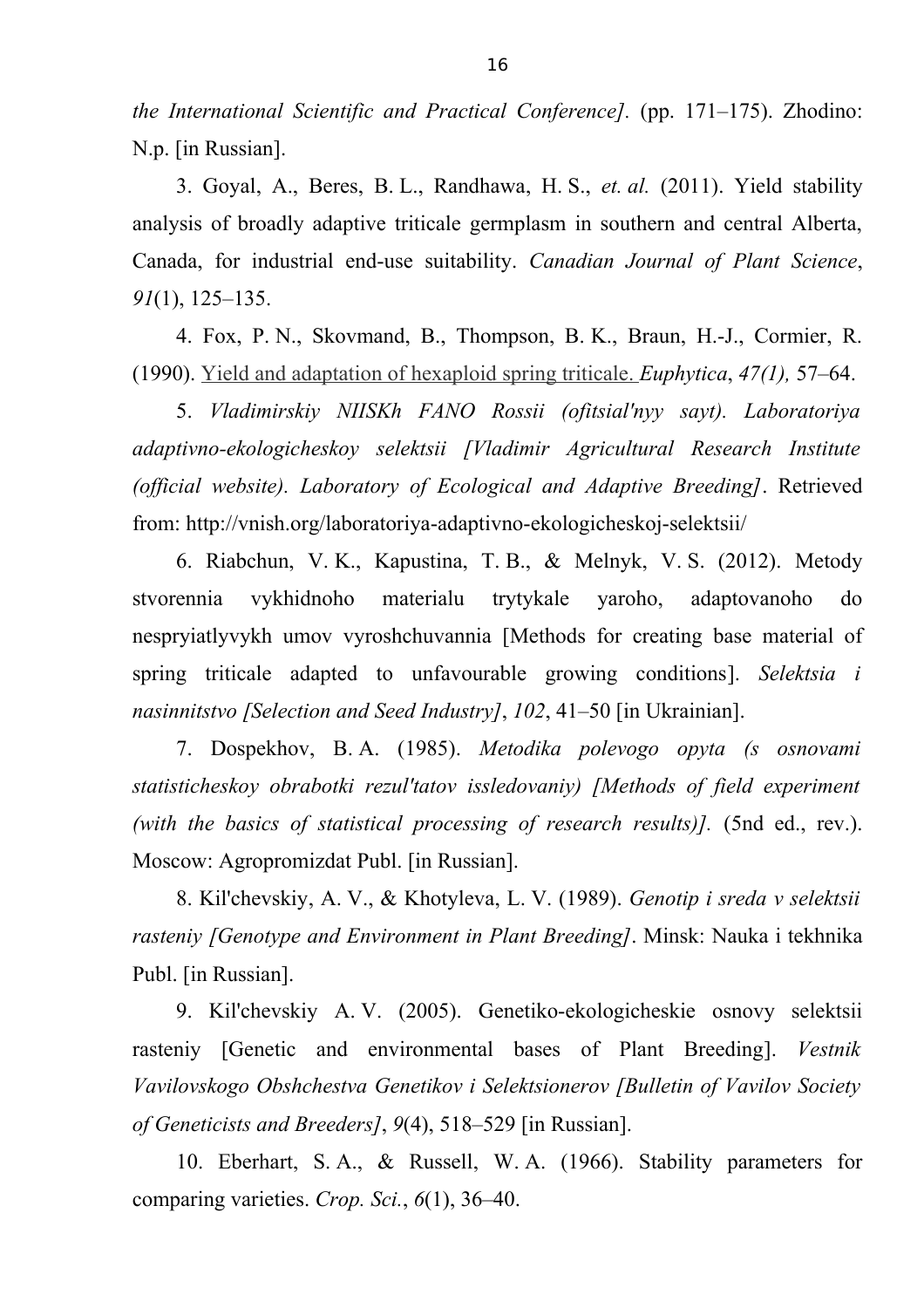*the International Scientific and Practical Conference].* (pp. 171–175). Zhodino: N.p. [in Russian].

3. Goyal, A., Beres, B. L., Randhawa, H. S., *et. al.* (2011). Yield stability analysis of broadly adaptive triticale germplasm in southern and central Alberta, Canada, for industrial end-use suitability. *Canadian Journal of Plant Science*, *91*(1), 125–135.

4. Fox, P. N., Skovmand, B., Thompson, B. K., Braun, H.-J., Cormier, R. (1990). Yield and adaptation of hexaploid spring triticale. *Euphytica*, *47(1),* 57–64.

5. *Vladimirskiy NIISKh FANO Rossii (ofitsial'nyy sayt). Laboratoriya adaptivno-ekologicheskoy selektsii [Vladimir Agricultural Research Institute (official website). Laboratory of Ecological and Adaptive Breeding]*. Retrieved from: http://vnish.org/laboratoriya-adaptivno-ekologicheskoj-selektsii/

6. Riabchun, V. K., Kapustina, T. B., & Melnyk, V. S. (2012). Metody stvorennia vykhidnoho materialu trytykale yaroho, adaptovanoho do nespryiatlyvykh umov vyroshchuvannia [Methods for creating base material of spring triticale adapted to unfavourable growing conditions]. *Selektsia i nasinnitstvo [Selection and Seed Industry]*, *102*, 41–50 [in Ukrainian].

7. Dospekhov, B. A. (1985). *Metodika polevogo opyta (s osnovami statisticheskoy obrabotki rezul'tatov issledovaniy) [Methods of field experiment (with the basics of statistical processing of research results)].* (5nd ed., rev.). Moscow: Agropromizdat Publ. [in Russian].

8. Kil'chevskiy, A. V., & Khotyleva, L. V. (1989). *Genotip i sreda v selektsii rasteniy [Genotype and Environment in Plant Breeding]*. Minsk: Nauka i tekhnika Publ. [in Russian].

9. Kil'chevskiy A. V. (2005). Genetiko-ekologicheskie osnovy selektsii rasteniy [Genetic and environmental bases of Plant Breeding]. *Vestnik Vavilovskogo Obshchestva Genetikov i Selektsionerov [Bulletin of Vavilov Society of Geneticists and Breeders]*, *9*(4), 518–529 [in Russian].

10. Eberhart, S. A., & Russell, W. A. (1966). Stability parameters for comparing varieties. *Crop. Sci.*, *6*(1), 36–40.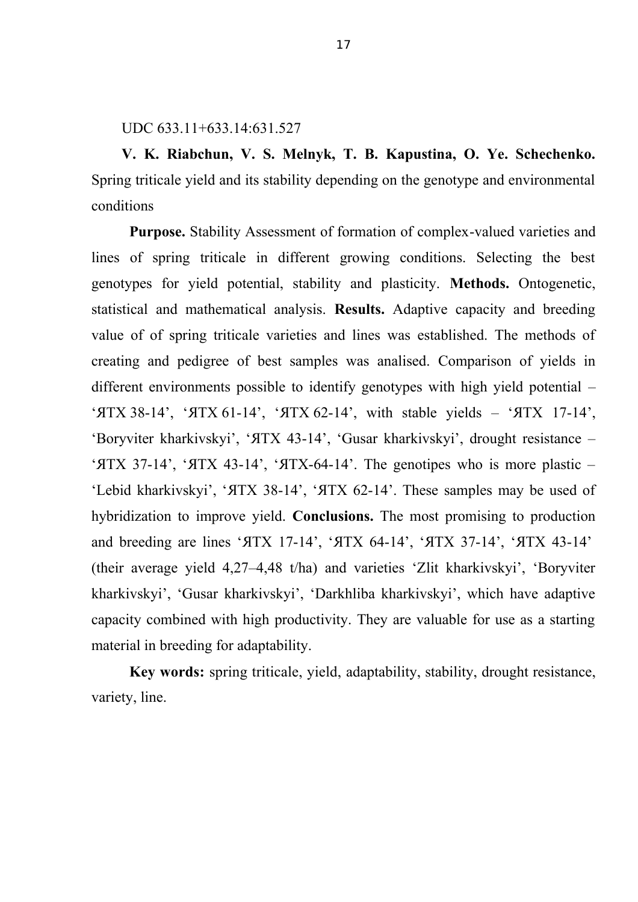UDC 633.11+633.14:631.527

**V. K. Riabchun, V. S. Melnyk, T. B. Kapustina, O. Ye. Schechenko.** Spring triticale yield and its stability depending on the genotype and environmental conditions

**Purpose.** Stability Assessment of formation of complex-valued varieties and lines of spring triticale in different growing conditions. Selecting the best genotypes for yield potential, stability and plasticity. **Methods.** Ontogenetic, statistical and mathematical analysis. **Results.** Adaptive capacity and breeding value of of spring triticale varieties and lines was established. The methods of creating and pedigree of best samples was analised. Comparison of yields in different environments possible to identify genotypes with high yield potential – 'ЯТХ 38-14', 'ЯТХ 61-14', 'ЯТХ 62-14', with stable yields – 'ЯТХ 17-14', 'Boryviter kharkivskyi', 'ЯТХ 43-14', 'Gusar kharkivskyi', drought resistance – 'ЯТХ 37-14', 'ЯТХ 43-14', 'ЯТХ-64-14'. The genotipes who is more plastic – 'Lebid kharkivskyi', 'ЯТХ 38-14', 'ЯТХ 62-14'. These samples may be used of hybridization to improve yield. **Conclusions.** The most promising to production and breeding are lines 'ЯТХ 17-14', 'ЯТХ 64-14', 'ЯТХ 37-14', 'ЯТХ 43-14' (their average yield 4,27–4,48 t/ha) and varieties 'Zlit kharkivskyi', 'Boryviter kharkivskyi', 'Gusar kharkivskyi', 'Darkhliba kharkivskyi', which have adaptive capacity combined with high productivity. They are valuable for use as a starting material in breeding for adaptability.

**Key words:** spring triticale, yield, adaptability, stability, drought resistance, variety, line.